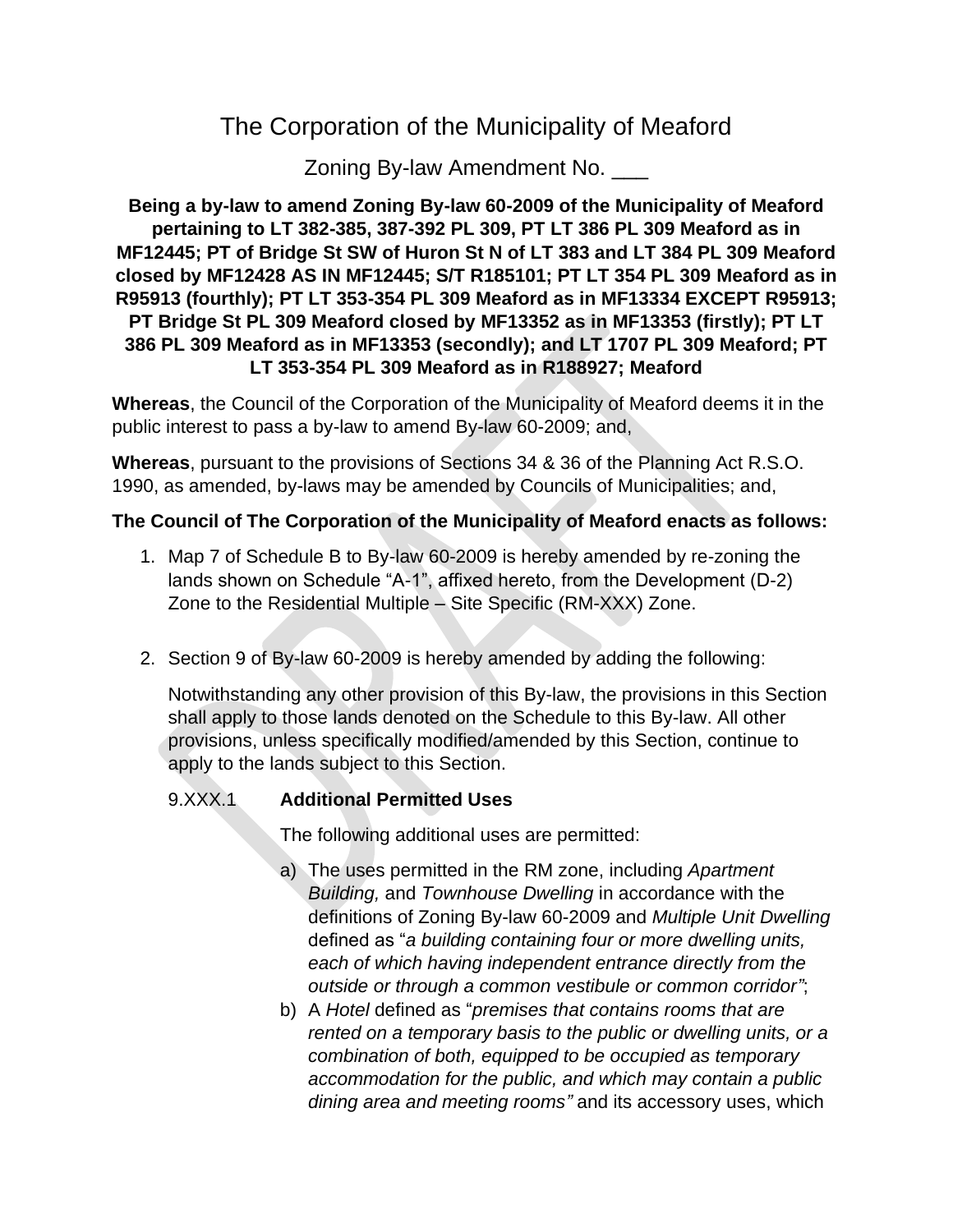# The Corporation of the Municipality of Meaford

## Zoning By-law Amendment No. ___

**Being a by-law to amend Zoning By-law 60-2009 of the Municipality of Meaford pertaining to LT 382-385, 387-392 PL 309, PT LT 386 PL 309 Meaford as in MF12445; PT of Bridge St SW of Huron St N of LT 383 and LT 384 PL 309 Meaford closed by MF12428 AS IN MF12445; S/T R185101; PT LT 354 PL 309 Meaford as in R95913 (fourthly); PT LT 353-354 PL 309 Meaford as in MF13334 EXCEPT R95913; PT Bridge St PL 309 Meaford closed by MF13352 as in MF13353 (firstly); PT LT 386 PL 309 Meaford as in MF13353 (secondly); and LT 1707 PL 309 Meaford; PT LT 353-354 PL 309 Meaford as in R188927; Meaford**

**Whereas**, the Council of the Corporation of the Municipality of Meaford deems it in the public interest to pass a by-law to amend By-law 60-2009; and,

**Whereas**, pursuant to the provisions of Sections 34 & 36 of the Planning Act R.S.O. 1990, as amended, by-laws may be amended by Councils of Municipalities; and,

**The Council of The Corporation of the Municipality of Meaford enacts as follows:**

1. Map 7 of Schedule B to By-law 60-2009 is hereby amended by re-zoning the lands shown on Schedule "A-1", affixed hereto, from the Development (D-2) Zone to the Residential Multiple – Site Specific (RM-XXX) Zone.

2. Section 9 of By-law 60-2009 is hereby amended by adding the following:

   Notwithstanding any other provision of this By-law, the provisions in this Section shall apply to those lands denoted on the Schedule to this By-law. All other provisions, unless specifically modified/amended by this Section, continue to apply to the lands subject to this Section.

   9.XXX.1 **Additional Permitted Uses**

   The following additional uses are permitted:

   a) The uses permitted in the RM zone, including *Apartment Building,* and *Townhouse Dwelling* in accordance with the definitions of Zoning By-law 60-2009 and *Multiple Unit Dwelling* defined as "*a building containing four or more dwelling units, each of which having independent entrance directly from the outside or through a common vestibule or common corridor"*;

   b) A *Hotel* defined as "*premises that contains rooms that are rented on a temporary basis to the public or dwelling units, or a combination of both, equipped to be occupied as temporary accommodation for the public, and which may contain a public dining area and meeting rooms"* and its accessory uses, which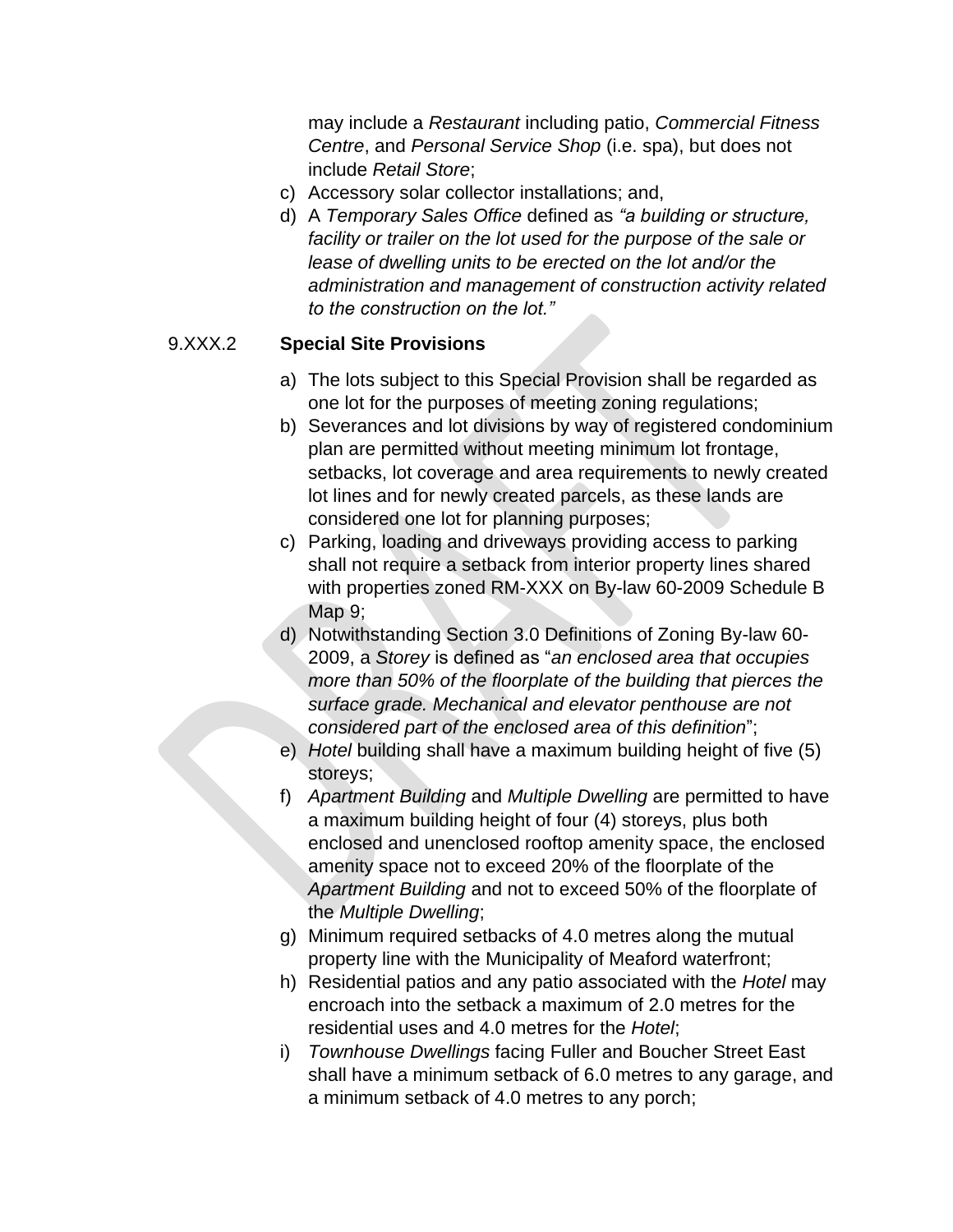may include a *Restaurant* including patio, *Commercial Fitness Centre*, and *Personal Service Shop* (i.e. spa), but does not include *Retail Store*;

c) Accessory solar collector installations; and,

d) A *Temporary Sales Office* defined as *"a building or structure, facility or trailer on the lot used for the purpose of the sale or lease of dwelling units to be erected on the lot and/or the administration and management of construction activity related to the construction on the lot."*

9.XXX.2 **Special Site Provisions**

a) The lots subject to this Special Provision shall be regarded as one lot for the purposes of meeting zoning regulations;

b) Severances and lot divisions by way of registered condominium plan are permitted without meeting minimum lot frontage, setbacks, lot coverage and area requirements to newly created lot lines and for newly created parcels, as these lands are considered one lot for planning purposes;

c) Parking, loading and driveways providing access to parking shall not require a setback from interior property lines shared with properties zoned RM-XXX on By-law 60-2009 Schedule B Map 9;

d) Notwithstanding Section 3.0 Definitions of Zoning By-law 60-2009, a *Storey* is defined as "*an enclosed area that occupies more than 50% of the floorplate of the building that pierces the surface grade. Mechanical and elevator penthouse are not considered part of the enclosed area of this definition*";

e) *Hotel* building shall have a maximum building height of five (5) storeys;

f) *Apartment Building* and *Multiple Dwelling* are permitted to have a maximum building height of four (4) storeys, plus both enclosed and unenclosed rooftop amenity space, the enclosed amenity space not to exceed 20% of the floorplate of the *Apartment Building* and not to exceed 50% of the floorplate of the *Multiple Dwelling*;

g) Minimum required setbacks of 4.0 metres along the mutual property line with the Municipality of Meaford waterfront;

h) Residential patios and any patio associated with the *Hotel* may encroach into the setback a maximum of 2.0 metres for the residential uses and 4.0 metres for the *Hotel*;

i) *Townhouse Dwellings* facing Fuller and Boucher Street East shall have a minimum setback of 6.0 metres to any garage, and a minimum setback of 4.0 metres to any porch;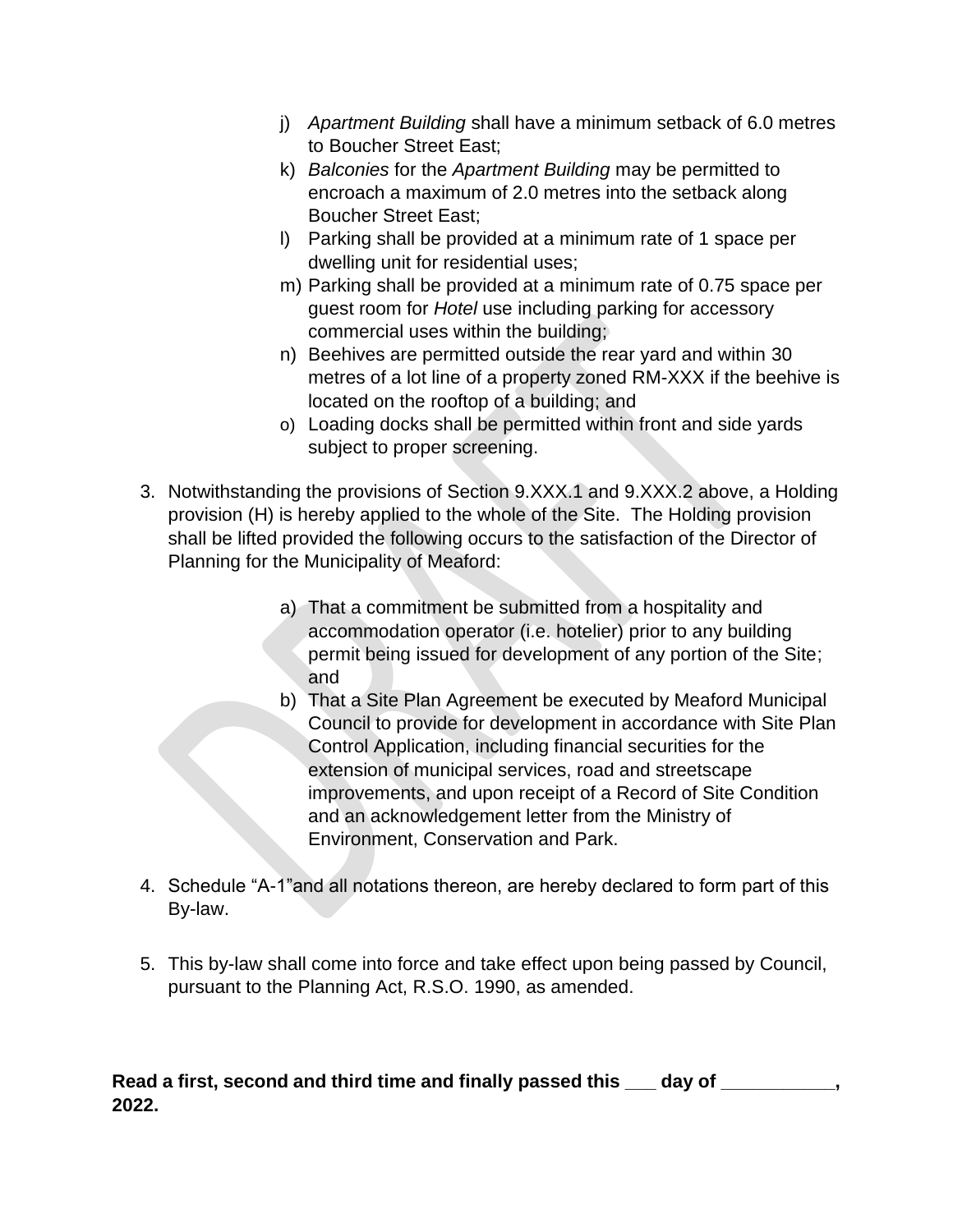j) *Apartment Building* shall have a minimum setback of 6.0 metres to Boucher Street East;
k) *Balconies* for the *Apartment Building* may be permitted to encroach a maximum of 2.0 metres into the setback along Boucher Street East;
l) Parking shall be provided at a minimum rate of 1 space per dwelling unit for residential uses;
m) Parking shall be provided at a minimum rate of 0.75 space per guest room for *Hotel* use including parking for accessory commercial uses within the building;
n) Beehives are permitted outside the rear yard and within 30 metres of a lot line of a property zoned RM-XXX if the beehive is located on the rooftop of a building; and
o) Loading docks shall be permitted within front and side yards subject to proper screening.

3. Notwithstanding the provisions of Section 9.XXX.1 and 9.XXX.2 above, a Holding provision (H) is hereby applied to the whole of the Site. The Holding provision shall be lifted provided the following occurs to the satisfaction of the Director of Planning for the Municipality of Meaford:

   a) That a commitment be submitted from a hospitality and accommodation operator (i.e. hotelier) prior to any building permit being issued for development of any portion of the Site; and
   b) That a Site Plan Agreement be executed by Meaford Municipal Council to provide for development in accordance with Site Plan Control Application, including financial securities for the extension of municipal services, road and streetscape improvements, and upon receipt of a Record of Site Condition and an acknowledgement letter from the Ministry of Environment, Conservation and Park.

4. Schedule “A-1”and all notations thereon, are hereby declared to form part of this By-law.

5. This by-law shall come into force and take effect upon being passed by Council, pursuant to the Planning Act, R.S.O. 1990, as amended.

**Read a first, second and third time and finally passed this ___ day of ___________, 2022.**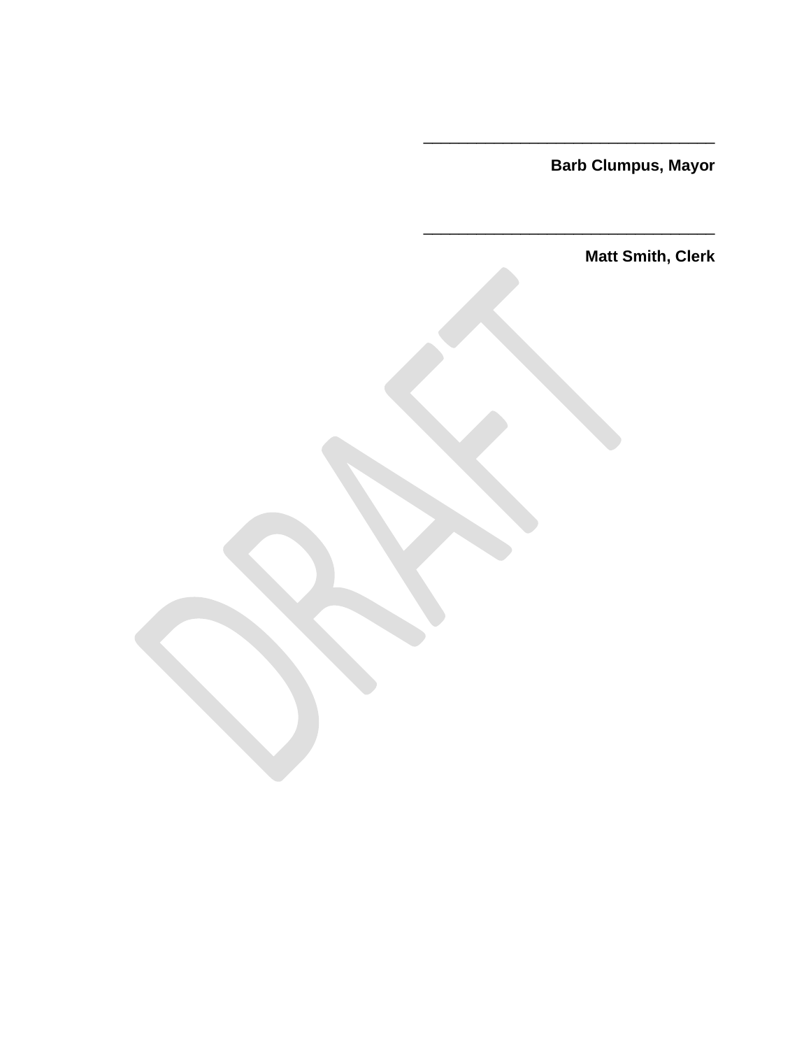\_\_\_\_\_\_\_\_\_\_\_\_\_\_\_\_\_\_\_\_\_\_\_\_\_\_\_\_\_\_\_\_\_\_

**Barb Clumpus, Mayor**

\_\_\_\_\_\_\_\_\_\_\_\_\_\_\_\_\_\_\_\_\_\_\_\_\_\_\_\_\_\_\_\_\_\_

**Matt Smith, Clerk**

DRAFT